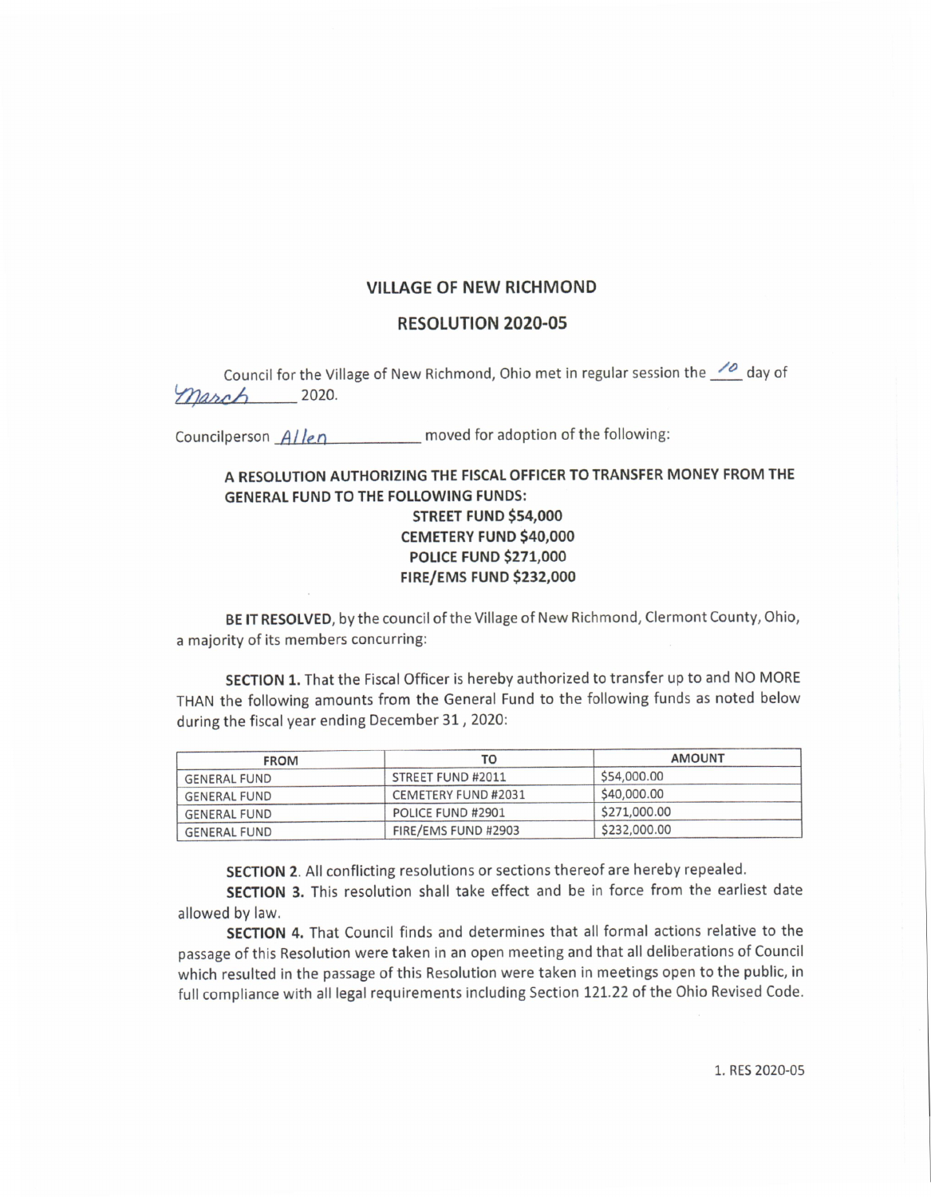# VILLAGE OF NEW RICHMOND

## RESOLUTION 2020-05

Council for the Village of New Richmond, Ohio met in regular session the 10 day of March 2020.

Councilperson Allen moved for adoption of the following:

**A RESOLUTION AUTHORIZING THE FISCAL OFFICER TO TRANSFER MONEY FROM THE GENERAL FUND TO THE FOLLOWING FUNDS:**
**STREET FUND $54,000**
**CEMETERY FUND $40,000**
**POLICE FUND $271,000**
**FIRE/EMS FUND $232,000**

**BE IT RESOLVED**, by the council of the Village of New Richmond, Clermont County, Ohio, a majority of its members concurring:

**SECTION 1.** That the Fiscal Officer is hereby authorized to transfer up to and NO MORE THAN the following amounts from the General Fund to the following funds as noted below during the fiscal year ending December 31, 2020:

| FROM | TO | AMOUNT |
|---|---|---|
| GENERAL FUND | STREET FUND #2011 | $54,000.00 |
| GENERAL FUND | CEMETERY FUND #2031 | $40,000.00 |
| GENERAL FUND | POLICE FUND #2901 | $271,000.00 |
| GENERAL FUND | FIRE/EMS FUND #2903 | $232,000.00 |

**SECTION 2**. All conflicting resolutions or sections thereof are hereby repealed.

**SECTION 3.** This resolution shall take effect and be in force from the earliest date allowed by law.

**SECTION 4.** That Council finds and determines that all formal actions relative to the passage of this Resolution were taken in an open meeting and that all deliberations of Council which resulted in the passage of this Resolution were taken in meetings open to the public, in full compliance with all legal requirements including Section 121.22 of the Ohio Revised Code.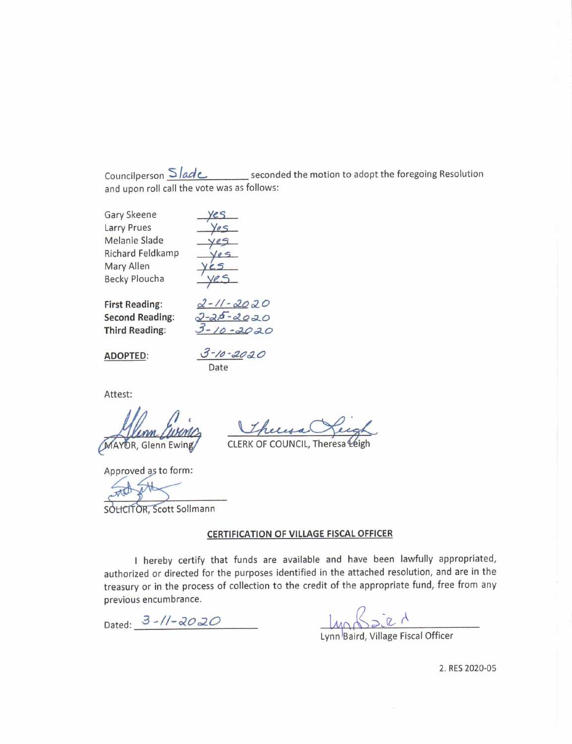Councilperson Slade seconded the motion to adopt the foregoing Resolution and upon roll call the vote was as follows:

| | |
|---|---|
| Gary Skeene | yes |
| Larry Prues | Yes |
| Melanie Slade | yes |
| Richard Feldkamp | Yes |
| Mary Allen | Yes |
| Becky Ploucha | yes |

**First Reading:** 2-11-2020
**Second Reading:** 2-25-2020
**Third Reading:** 3-10-2020

**ADOPTED:** 3-10-2020
Date

Attest:

MAYOR, Glenn Ewing

CLERK OF COUNCIL, Theresa Leigh

Approved as to form:

SOLICITOR, Scott Sollmann

**CERTIFICATION OF VILLAGE FISCAL OFFICER**

I hereby certify that funds are available and have been lawfully appropriated, authorized or directed for the purposes identified in the attached resolution, and are in the treasury or in the process of collection to the credit of the appropriate fund, free from any previous encumbrance.

Dated: 3-11-2020

Lynn Baird, Village Fiscal Officer

2. RES 2020-05